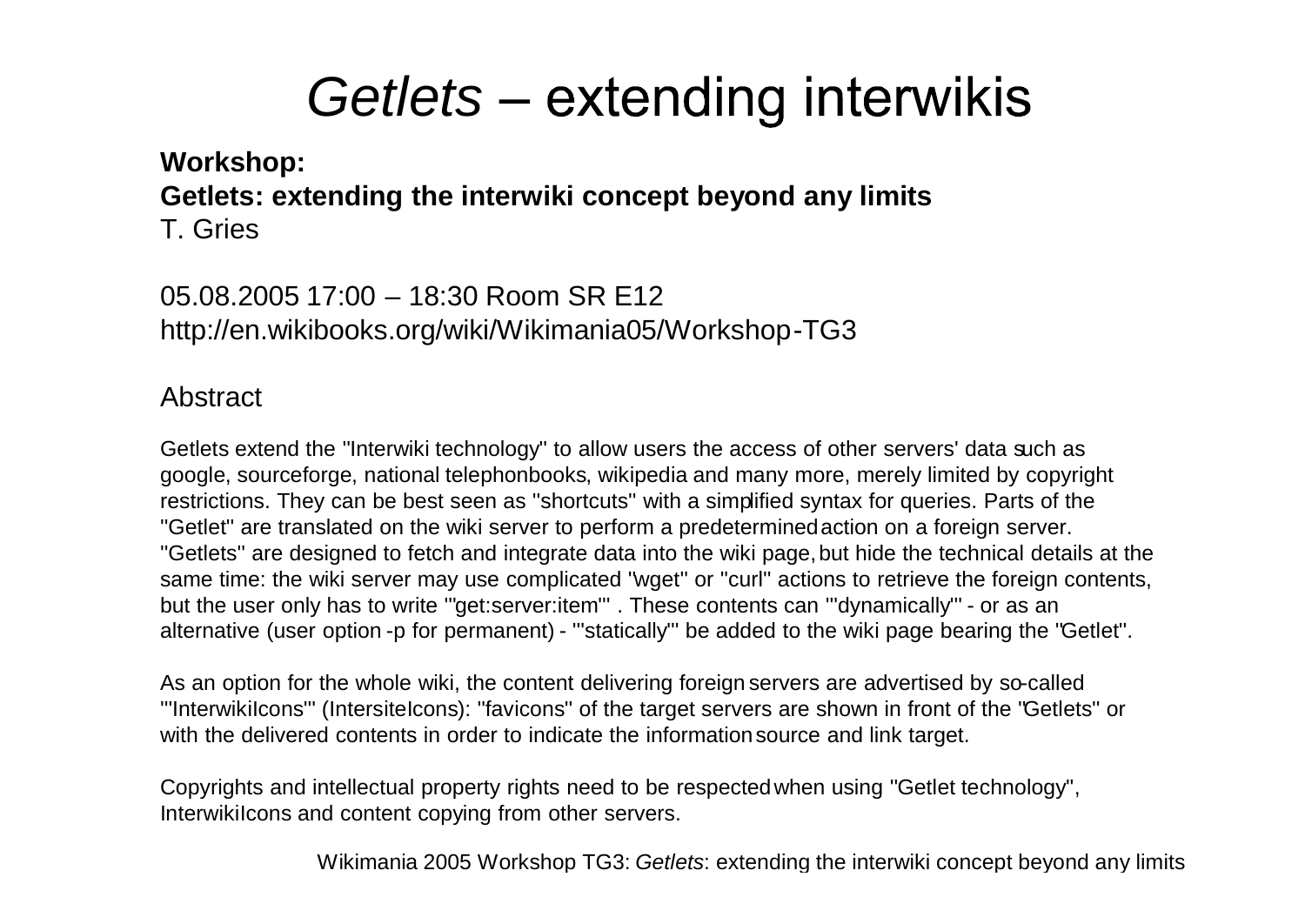# *Getlets* – extending interwikis

**Workshop:**
**Getlets: extending the interwiki concept beyond any limits**
T. Gries

05.08.2005 17:00 – 18:30 Room SR E12
http://en.wikibooks.org/wiki/Wikimania05/Workshop-TG3

Abstract

Getlets extend the "Interwiki technology" to allow users the access of other servers' data such as google, sourceforge, national telephonbooks, wikipedia and many more, merely limited by copyright restrictions. They can be best seen as "shortcuts" with a simplified syntax for queries. Parts of the "Getlet" are translated on the wiki server to perform a predetermined action on a foreign server. "Getlets" are designed to fetch and integrate data into the wiki page, but hide the technical details at the same time: the wiki server may use complicated "wget" or "curl" actions to retrieve the foreign contents, but the user only has to write '''get:server:item''' . These contents can '''dynamically''' - or as an alternative (user option -p for permanent) - '''statically''' be added to the wiki page bearing the "Getlet".

As an option for the whole wiki, the content delivering foreign servers are advertised by so-called '''InterwikiIcons''' (IntersiteIcons): "favicons" of the target servers are shown in front of the "Getlets" or with the delivered contents in order to indicate the information source and link target.

Copyrights and intellectual property rights need to be respected when using "Getlet technology", InterwikiIcons and content copying from other servers.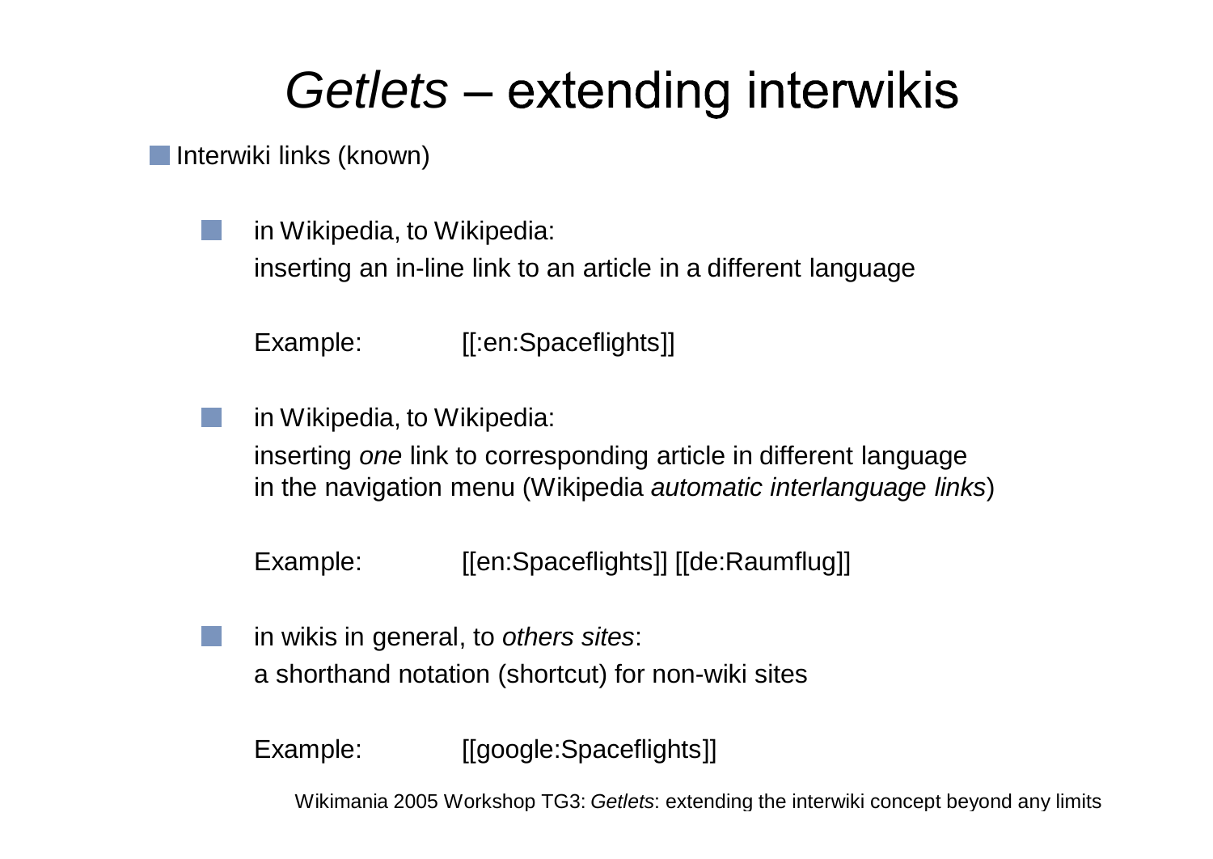# *Getlets* – extending interwikis

- Interwiki links (known)
  - in Wikipedia, to Wikipedia:
    inserting an in-line link to an article in a different language

    Example: [[:en:Spaceflights]]

  - in Wikipedia, to Wikipedia:
    inserting *one* link to corresponding article in different language in the navigation menu (Wikipedia *automatic interlanguage links*)

    Example: [[en:Spaceflights]] [[de:Raumflug]]

  - in wikis in general, to *others sites*:
    a shorthand notation (shortcut) for non-wiki sites

    Example: [[google:Spaceflights]]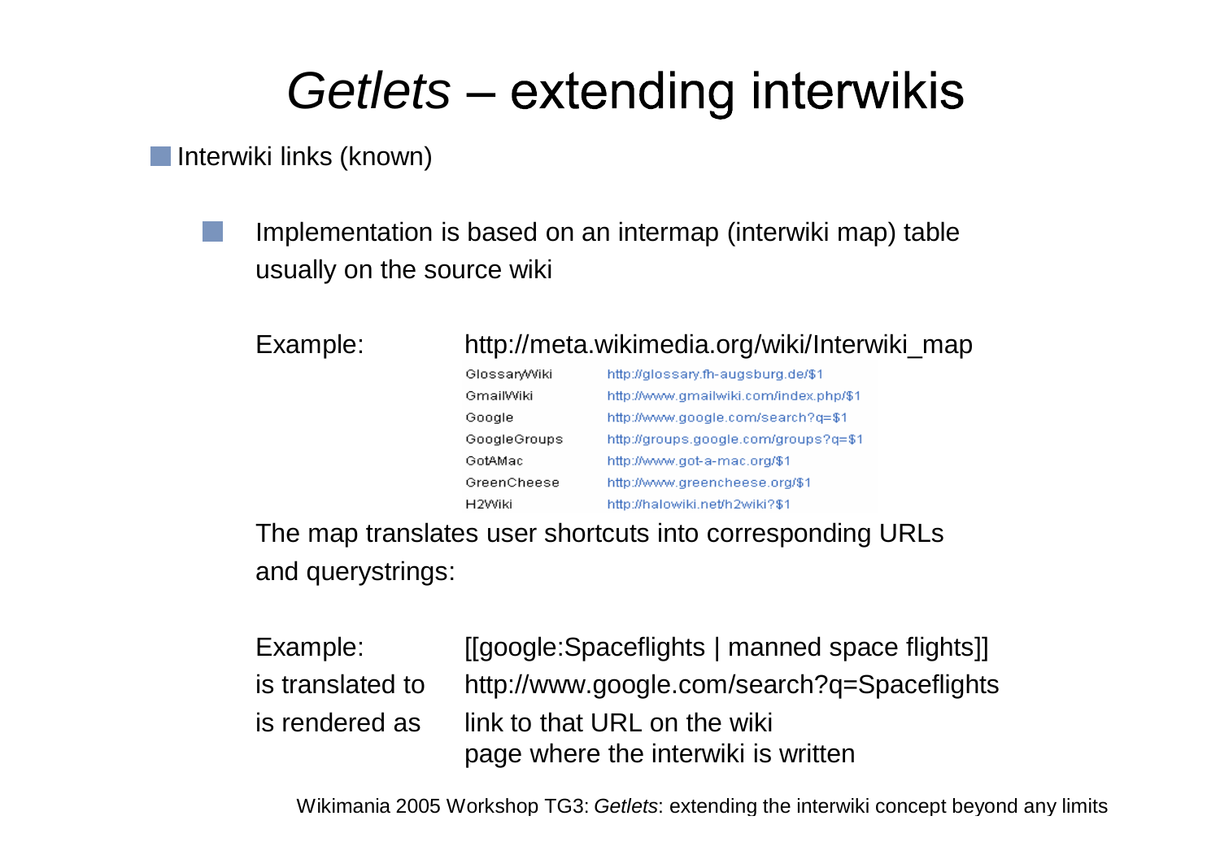# *Getlets* – extending interwikis

- Interwiki links (known)
  - Implementation is based on an intermap (interwiki map) table usually on the source wiki

Example: http://meta.wikimedia.org/wiki/Interwiki_map

| | |
|---|---|
| GlossaryWiki | http://glossary.fh-augsburg.de/$1 |
| GmailWiki | http://www.gmailwiki.com/index.php/$1 |
| Google | http://www.google.com/search?q=$1 |
| GoogleGroups | http://groups.google.com/groups?q=$1 |
| GotAMac | http://www.got-a-mac.org/$1 |
| GreenCheese | http://www.greencheese.org/$1 |
| H2Wiki | http://halowiki.net/h2wiki?$1 |

The map translates user shortcuts into corresponding URLs and querystrings:

| | |
|---|---|
| Example: | [[google:Spaceflights \| manned space flights]] |
| is translated to | http://www.google.com/search?q=Spaceflights |
| is rendered as | link to that URL on the wiki page where the interwiki is written |

Wikimania 2005 Workshop TG3: *Getlets*: extending the interwiki concept beyond any limits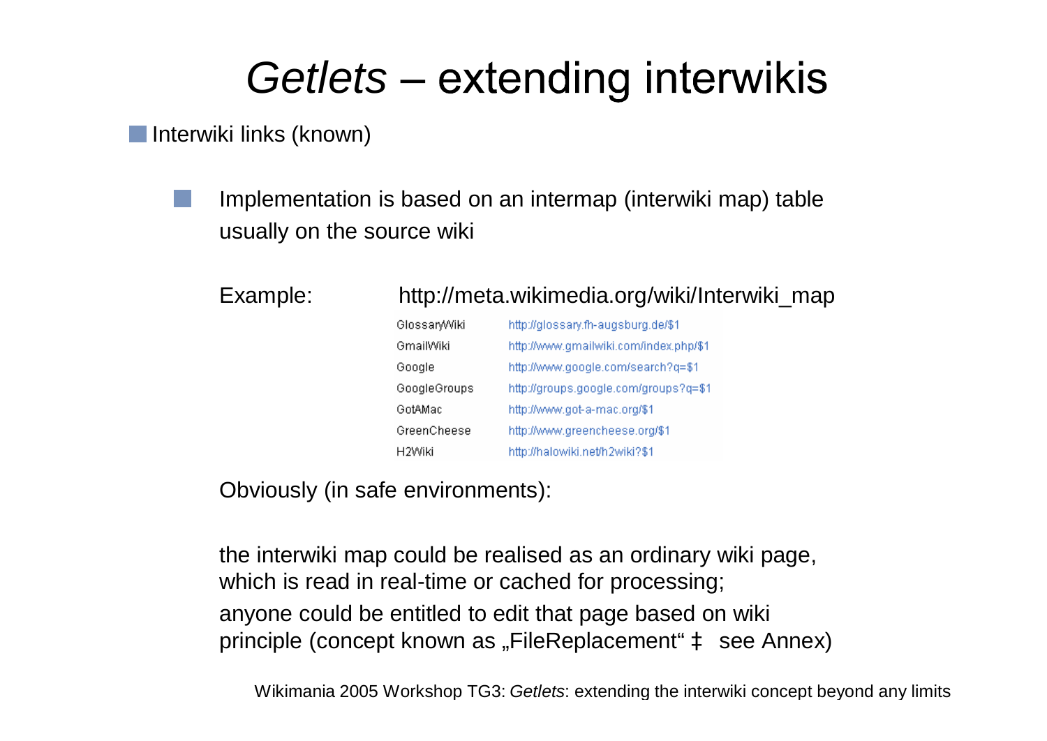# *Getlets* – extending interwikis

- Interwiki links (known)

  - Implementation is based on an intermap (interwiki map) table usually on the source wiki

    Example: http://meta.wikimedia.org/wiki/Interwiki_map

    | | |
    |---|---|
    | GlossaryWiki | http://glossary.fh-augsburg.de/$1 |
    | GmailWiki | http://www.gmailwiki.com/index.php/$1 |
    | Google | http://www.google.com/search?q=$1 |
    | GoogleGroups | http://groups.google.com/groups?q=$1 |
    | GotAMac | http://www.got-a-mac.org/$1 |
    | GreenCheese | http://www.greencheese.org/$1 |
    | H2Wiki | http://halowiki.net/h2wiki?$1 |

    Obviously (in safe environments):

    the interwiki map could be realised as an ordinary wiki page, which is read in real-time or cached for processing;

    anyone could be entitled to edit that page based on wiki principle (concept known as „FileReplacement“ ‡ see Annex)

Wikimania 2005 Workshop TG3: *Getlets*: extending the interwiki concept beyond any limits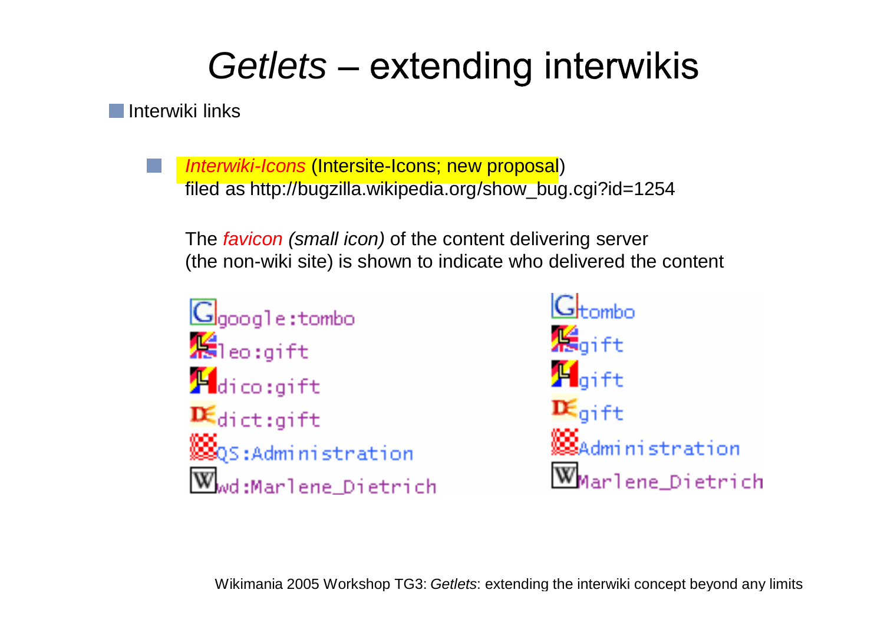# *Getlets* – extending interwikis

- Interwiki links
  - *Interwiki-Icons* (Intersite-Icons; new proposal)
    filed as http://bugzilla.wikipedia.org/show_bug.cgi?id=1254

    The *favicon (small icon)* of the content delivering server
    (the non-wiki site) is shown to indicate who delivered the content

| | |
|---|---|
| google:tombo | tombo |
| leo:gift | gift |
| dico:gift | gift |
| dict:gift | gift |
| QS:Administration | Administration |
| wd:Marlene_Dietrich | Marlene_Dietrich |

Wikimania 2005 Workshop TG3: *Getlets*: extending the interwiki concept beyond any limits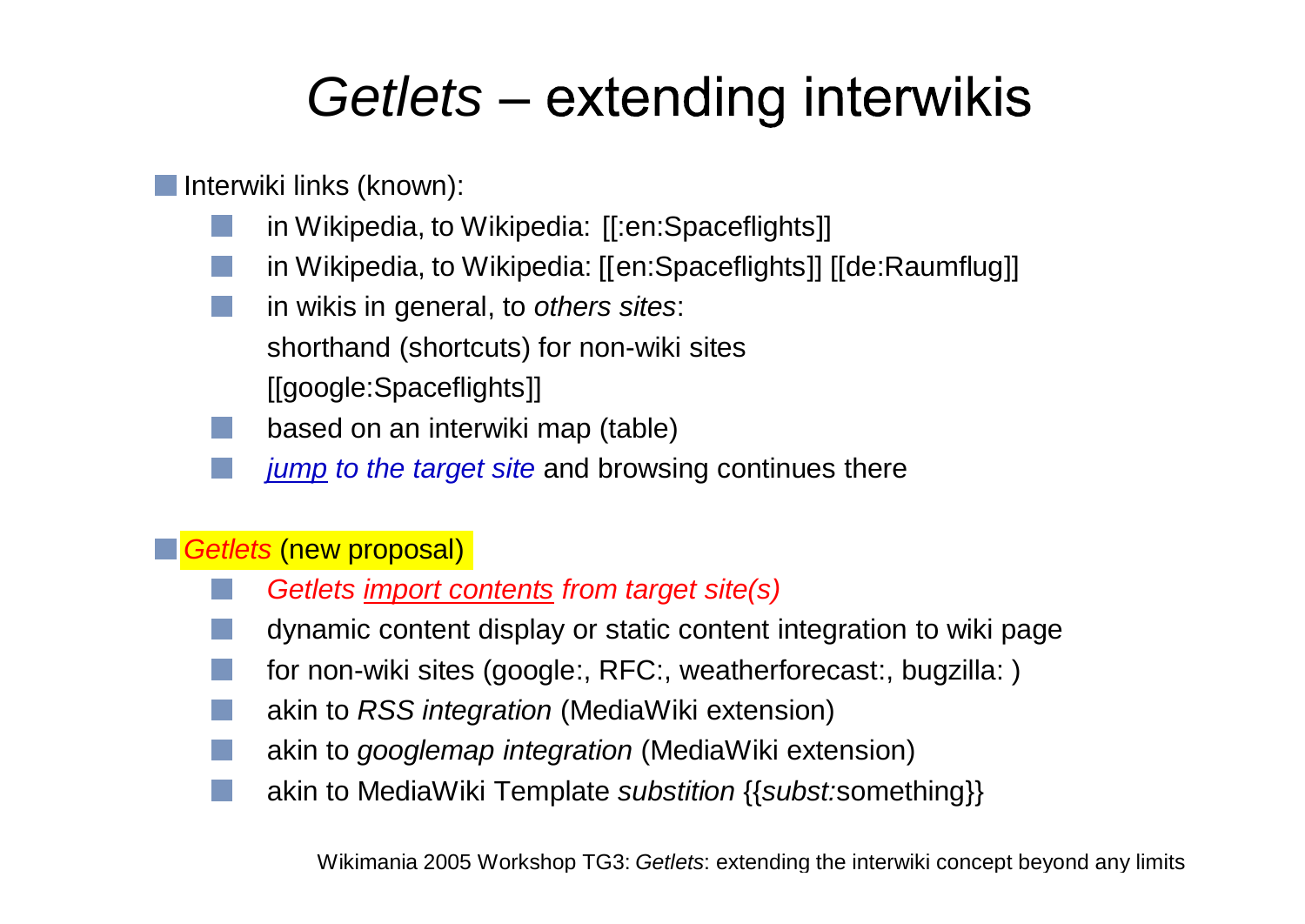# *Getlets* – extending interwikis

- Interwiki links (known):
  - in Wikipedia, to Wikipedia: [[:en:Spaceflights]]
  - in Wikipedia, to Wikipedia: [[en:Spaceflights]] [[de:Raumflug]]
  - in wikis in general, to *others sites*:
    shorthand (shortcuts) for non-wiki sites
    [[google:Spaceflights]]
  - based on an interwiki map (table)
  - *jump to the target site* and browsing continues there

- *Getlets* (new proposal)
  - *Getlets import contents from target site(s)*
  - dynamic content display or static content integration to wiki page
  - for non-wiki sites (google:, RFC:, weatherforecast:, bugzilla: )
  - akin to *RSS integration* (MediaWiki extension)
  - akin to *googlemap integration* (MediaWiki extension)
  - akin to MediaWiki Template *substition* {{*subst:*something}}

Wikimania 2005 Workshop TG3: *Getlets*: extending the interwiki concept beyond any limits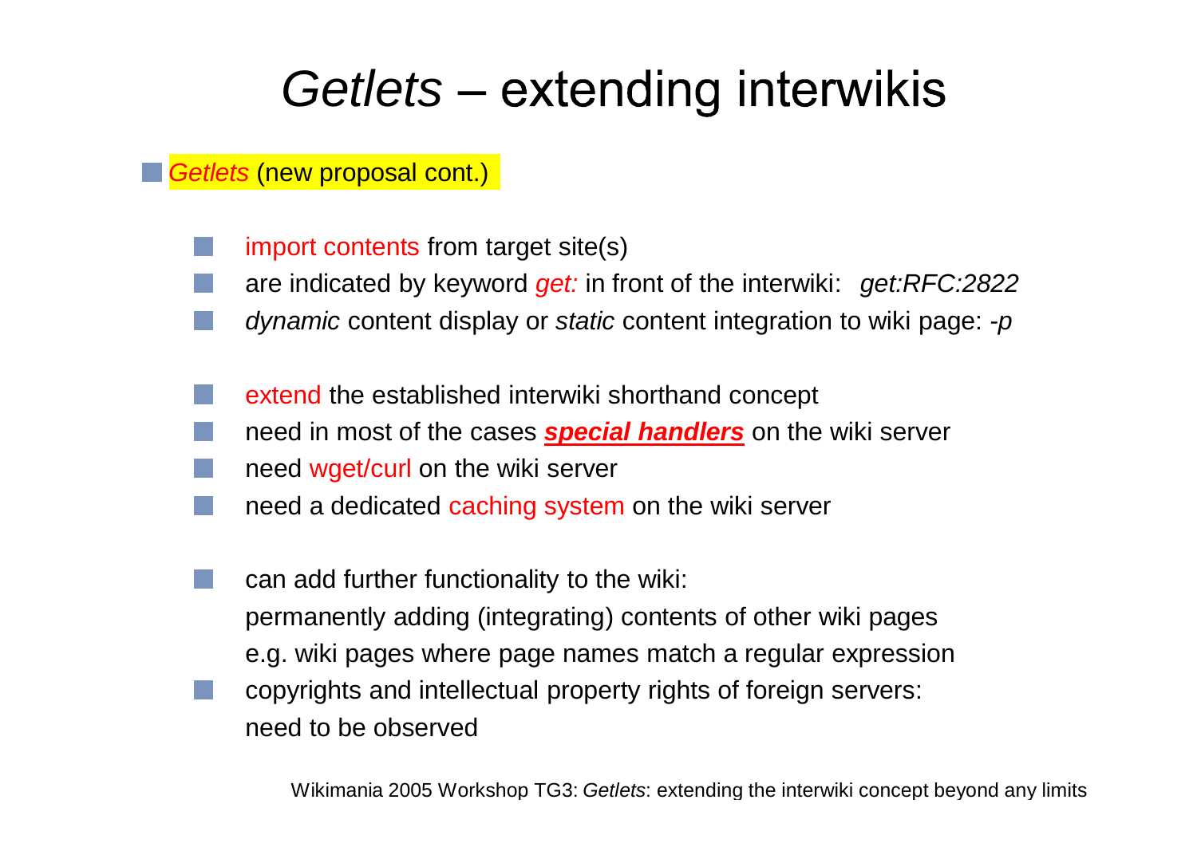# *Getlets* – extending interwikis

- *Getlets* (new proposal cont.)

  - import contents from target site(s)
  - are indicated by keyword *get:* in front of the interwiki: *get:RFC:2822*
  - *dynamic* content display or *static* content integration to wiki page: *-p*

  - extend the established interwiki shorthand concept
  - need in most of the cases ***special handlers*** on the wiki server
  - need wget/curl on the wiki server
  - need a dedicated caching system on the wiki server

  - can add further functionality to the wiki:
    permanently adding (integrating) contents of other wiki pages
    e.g. wiki pages where page names match a regular expression
  - copyrights and intellectual property rights of foreign servers:
    need to be observed

Wikimania 2005 Workshop TG3: *Getlets*: extending the interwiki concept beyond any limits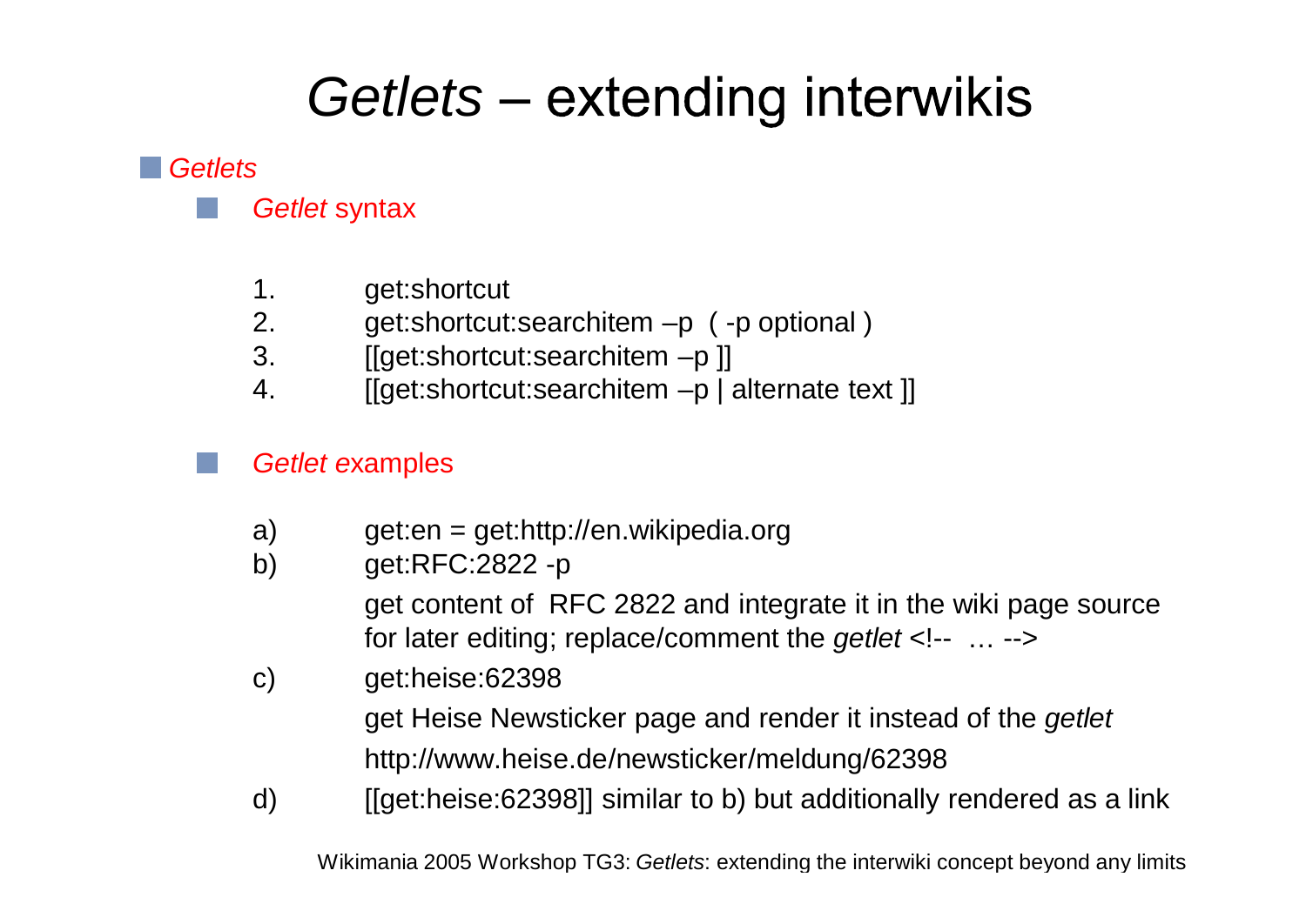# *Getlets* – extending interwikis

- *Getlets*
  - *Getlet* syntax

    1. get:shortcut
    2. get:shortcut:searchitem –p ( -p optional )
    3. [[get:shortcut:searchitem –p ]]
    4. [[get:shortcut:searchitem –p | alternate text ]]

  - *Getlet* examples

    a) get:en = get:http://en.wikipedia.org

    b) get:RFC:2822 -p

    get content of RFC 2822 and integrate it in the wiki page source for later editing; replace/comment the *getlet* <!-- … -->

    c) get:heise:62398

    get Heise Newsticker page and render it instead of the *getlet*

    http://www.heise.de/newsticker/meldung/62398

    d) [[get:heise:62398]] similar to b) but additionally rendered as a link

Wikimania 2005 Workshop TG3: *Getlets*: extending the interwiki concept beyond any limits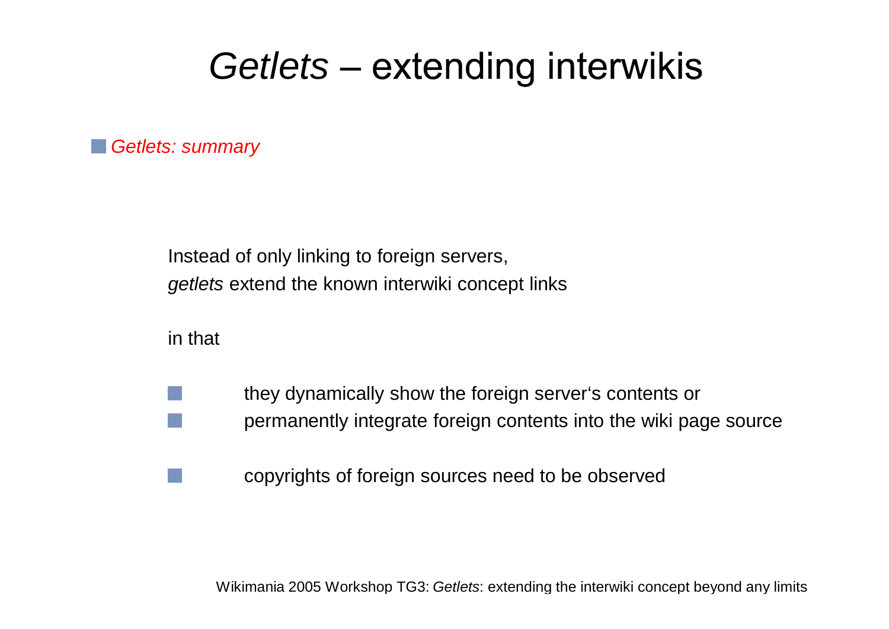# *Getlets* – extending interwikis

- *Getlets: summary*

Instead of only linking to foreign servers,
*getlets* extend the known interwiki concept links

in that

- they dynamically show the foreign server's contents or
- permanently integrate foreign contents into the wiki page source

- copyrights of foreign sources need to be observed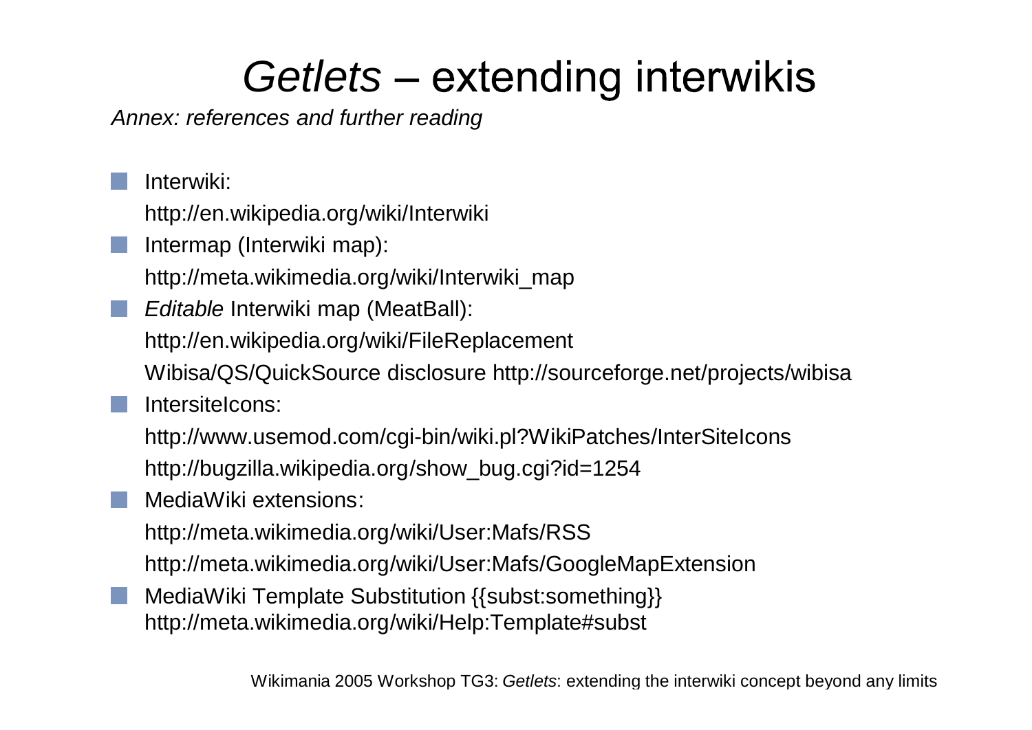# *Getlets* – extending interwikis

*Annex: references and further reading*

- Interwiki:
  http://en.wikipedia.org/wiki/Interwiki
- Intermap (Interwiki map):
  http://meta.wikimedia.org/wiki/Interwiki_map
- *Editable* Interwiki map (MeatBall):
  http://en.wikipedia.org/wiki/FileReplacement
  Wibisa/QS/QuickSource disclosure http://sourceforge.net/projects/wibisa
- IntersiteIcons:
  http://www.usemod.com/cgi-bin/wiki.pl?WikiPatches/InterSiteIcons
  http://bugzilla.wikipedia.org/show_bug.cgi?id=1254
- MediaWiki extensions:
  http://meta.wikimedia.org/wiki/User:Mafs/RSS
  http://meta.wikimedia.org/wiki/User:Mafs/GoogleMapExtension
- MediaWiki Template Substitution {{subst:something}}
  http://meta.wikimedia.org/wiki/Help:Template#subst

Wikimania 2005 Workshop TG3: *Getlets*: extending the interwiki concept beyond any limits